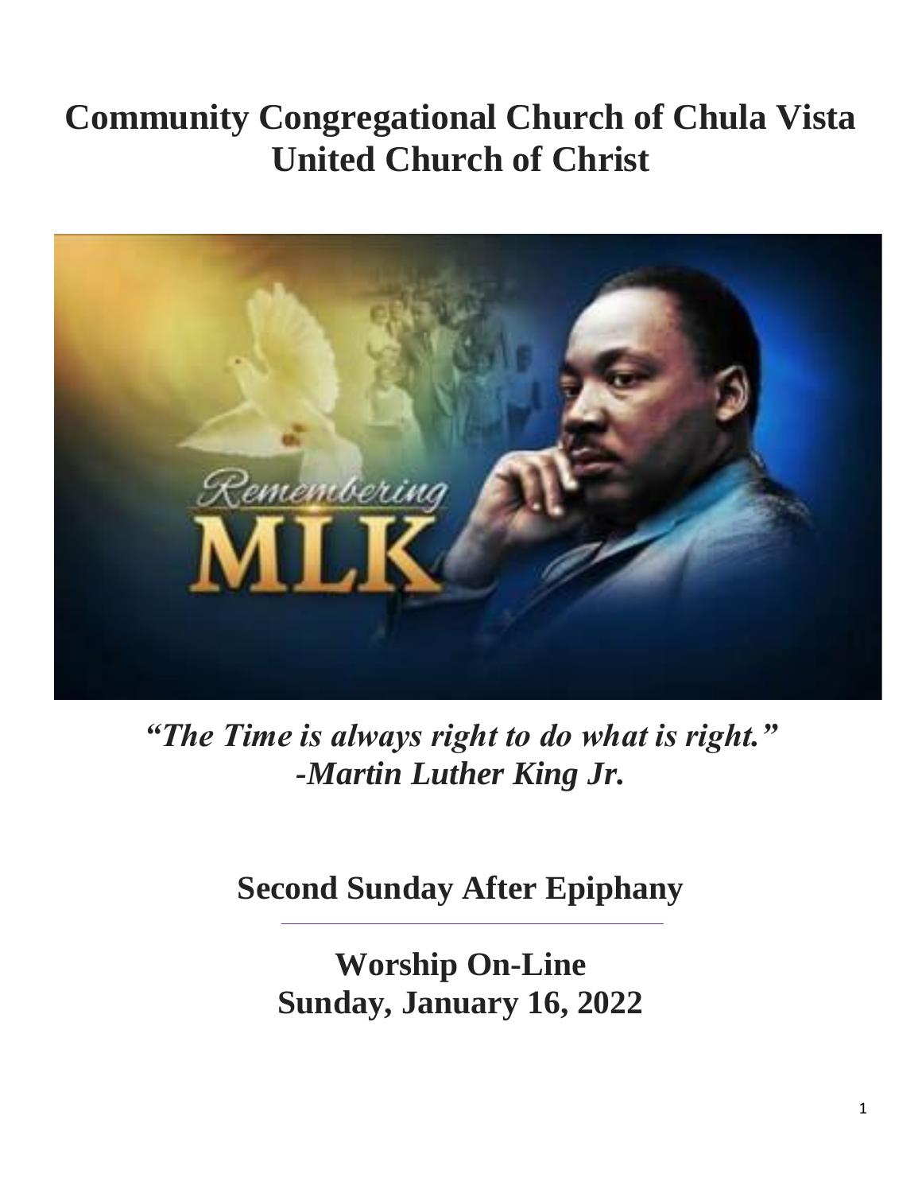# Community Congregational Church of Chula Vista
# United Church of Christ

***"The Time is always right to do what is right."***
***-Martin Luther King Jr.***

## Second Sunday After Epiphany

---

## Worship On-Line
## Sunday, January 16, 2022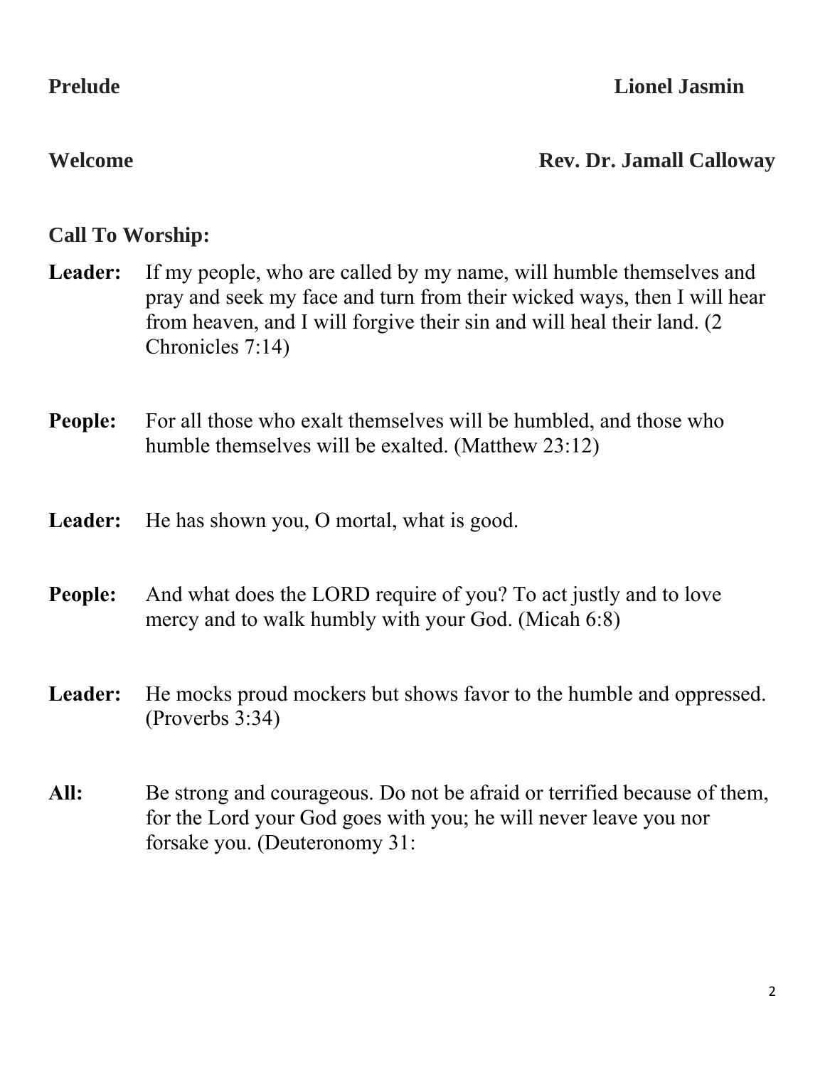**Prelude** **Lionel Jasmin**

**Welcome** **Rev. Dr. Jamall Calloway**

**Call To Worship:**

**Leader:** If my people, who are called by my name, will humble themselves and pray and seek my face and turn from their wicked ways, then I will hear from heaven, and I will forgive their sin and will heal their land. (2 Chronicles 7:14)

**People:** For all those who exalt themselves will be humbled, and those who humble themselves will be exalted. (Matthew 23:12)

**Leader:** He has shown you, O mortal, what is good.

**People:** And what does the LORD require of you? To act justly and to love mercy and to walk humbly with your God. (Micah 6:8)

**Leader:** He mocks proud mockers but shows favor to the humble and oppressed. (Proverbs 3:34)

**All:** Be strong and courageous. Do not be afraid or terrified because of them, for the Lord your God goes with you; he will never leave you nor forsake you. (Deuteronomy 31: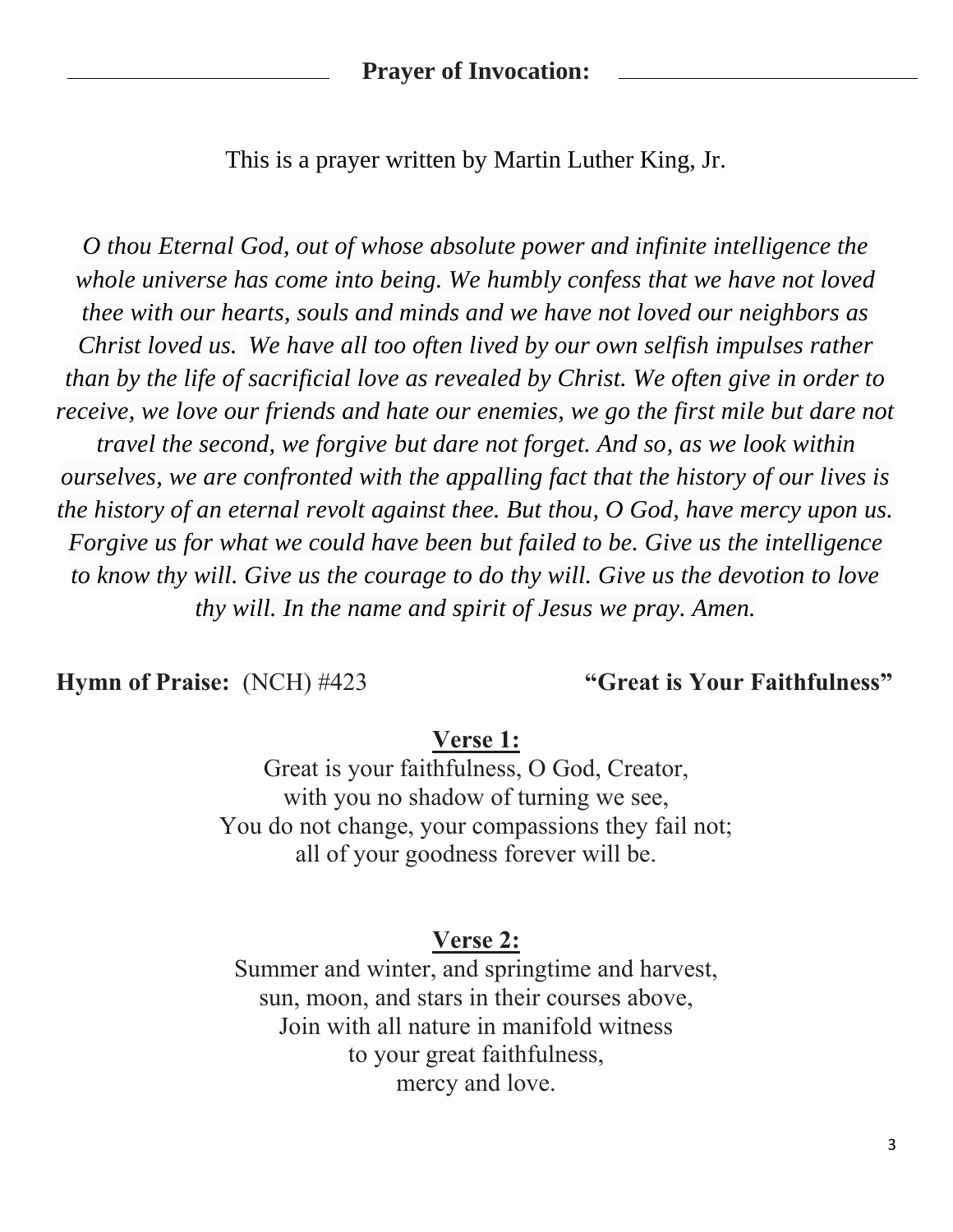**Prayer of Invocation:**

This is a prayer written by Martin Luther King, Jr.

*O thou Eternal God, out of whose absolute power and infinite intelligence the whole universe has come into being. We humbly confess that we have not loved thee with our hearts, souls and minds and we have not loved our neighbors as Christ loved us. We have all too often lived by our own selfish impulses rather than by the life of sacrificial love as revealed by Christ. We often give in order to receive, we love our friends and hate our enemies, we go the first mile but dare not travel the second, we forgive but dare not forget. And so, as we look within ourselves, we are confronted with the appalling fact that the history of our lives is the history of an eternal revolt against thee. But thou, O God, have mercy upon us. Forgive us for what we could have been but failed to be. Give us the intelligence to know thy will. Give us the courage to do thy will. Give us the devotion to love thy will. In the name and spirit of Jesus we pray. Amen.*

**Hymn of Praise:** (NCH) #423 **"Great is Your Faithfulness"**

**Verse 1:**

Great is your faithfulness, O God, Creator,
with you no shadow of turning we see,
You do not change, your compassions they fail not;
all of your goodness forever will be.

**Verse 2:**

Summer and winter, and springtime and harvest,
sun, moon, and stars in their courses above,
Join with all nature in manifold witness
to your great faithfulness,
mercy and love.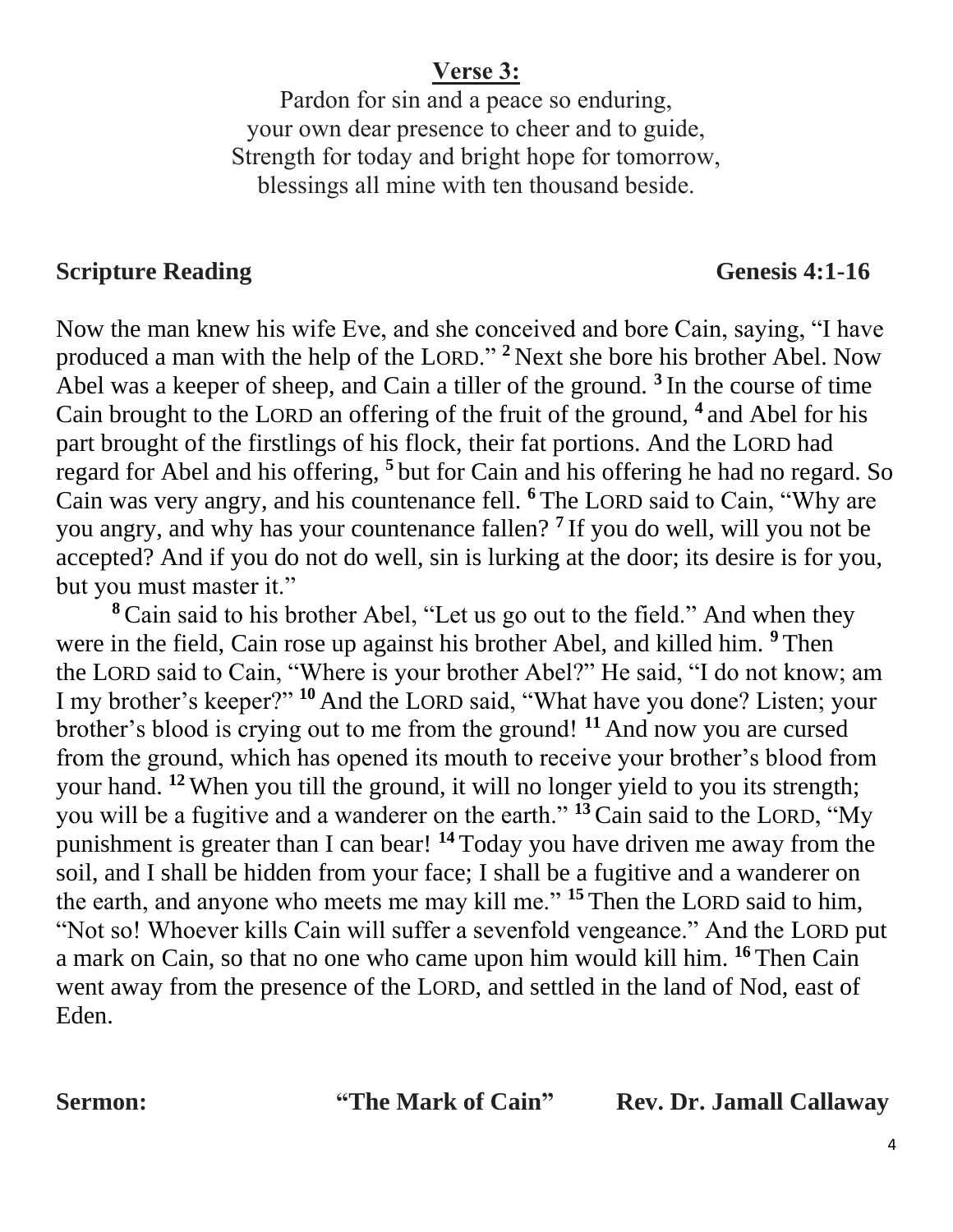**Verse 3:**

Pardon for sin and a peace so enduring,
your own dear presence to cheer and to guide,
Strength for today and bright hope for tomorrow,
blessings all mine with ten thousand beside.

**Scripture Reading** **Genesis 4:1-16**

Now the man knew his wife Eve, and she conceived and bore Cain, saying, "I have produced a man with the help of the LORD." [2] Next she bore his brother Abel. Now Abel was a keeper of sheep, and Cain a tiller of the ground. [3] In the course of time Cain brought to the LORD an offering of the fruit of the ground, [4] and Abel for his part brought of the firstlings of his flock, their fat portions. And the LORD had regard for Abel and his offering, [5] but for Cain and his offering he had no regard. So Cain was very angry, and his countenance fell. [6] The LORD said to Cain, "Why are you angry, and why has your countenance fallen? [7] If you do well, will you not be accepted? And if you do not do well, sin is lurking at the door; its desire is for you, but you must master it."

[8] Cain said to his brother Abel, "Let us go out to the field." And when they were in the field, Cain rose up against his brother Abel, and killed him. [9] Then the LORD said to Cain, "Where is your brother Abel?" He said, "I do not know; am I my brother's keeper?" [10] And the LORD said, "What have you done? Listen; your brother's blood is crying out to me from the ground! [11] And now you are cursed from the ground, which has opened its mouth to receive your brother's blood from your hand. [12] When you till the ground, it will no longer yield to you its strength; you will be a fugitive and a wanderer on the earth." [13] Cain said to the LORD, "My punishment is greater than I can bear! [14] Today you have driven me away from the soil, and I shall be hidden from your face; I shall be a fugitive and a wanderer on the earth, and anyone who meets me may kill me." [15] Then the LORD said to him, "Not so! Whoever kills Cain will suffer a sevenfold vengeance." And the LORD put a mark on Cain, so that no one who came upon him would kill him. [16] Then Cain went away from the presence of the LORD, and settled in the land of Nod, east of Eden.

**Sermon:** **"The Mark of Cain"** **Rev. Dr. Jamall Callaway**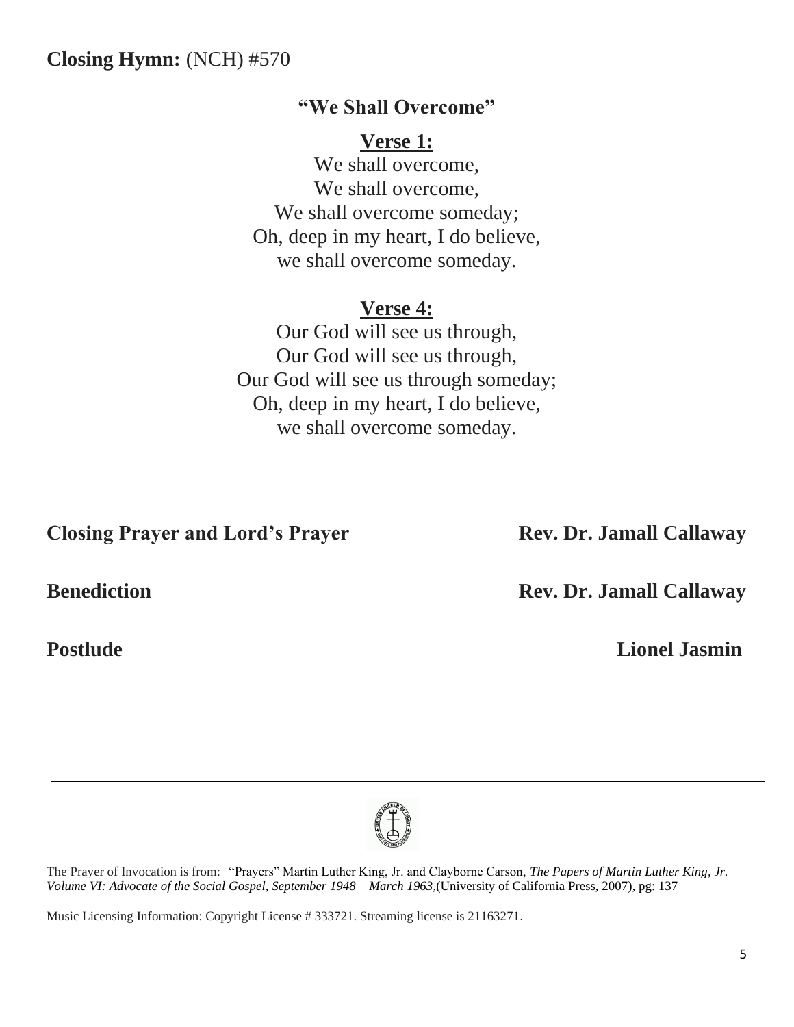**Closing Hymn:** (NCH) #570

**"We Shall Overcome"**

**Verse 1:**

We shall overcome,
We shall overcome,
We shall overcome someday;
Oh, deep in my heart, I do believe,
we shall overcome someday.

**Verse 4:**

Our God will see us through,
Our God will see us through,
Our God will see us through someday;
Oh, deep in my heart, I do believe,
we shall overcome someday.

**Closing Prayer and Lord's Prayer** — **Rev. Dr. Jamall Callaway**

**Benediction** — **Rev. Dr. Jamall Callaway**

**Postlude** — **Lionel Jasmin**

---

The Prayer of Invocation is from: "Prayers" Martin Luther King, Jr. and Clayborne Carson, *The Papers of Martin Luther King, Jr. Volume VI: Advocate of the Social Gospel, September 1948 – March 1963*,(University of California Press, 2007), pg: 137

Music Licensing Information: Copyright License # 333721. Streaming license is 21163271.